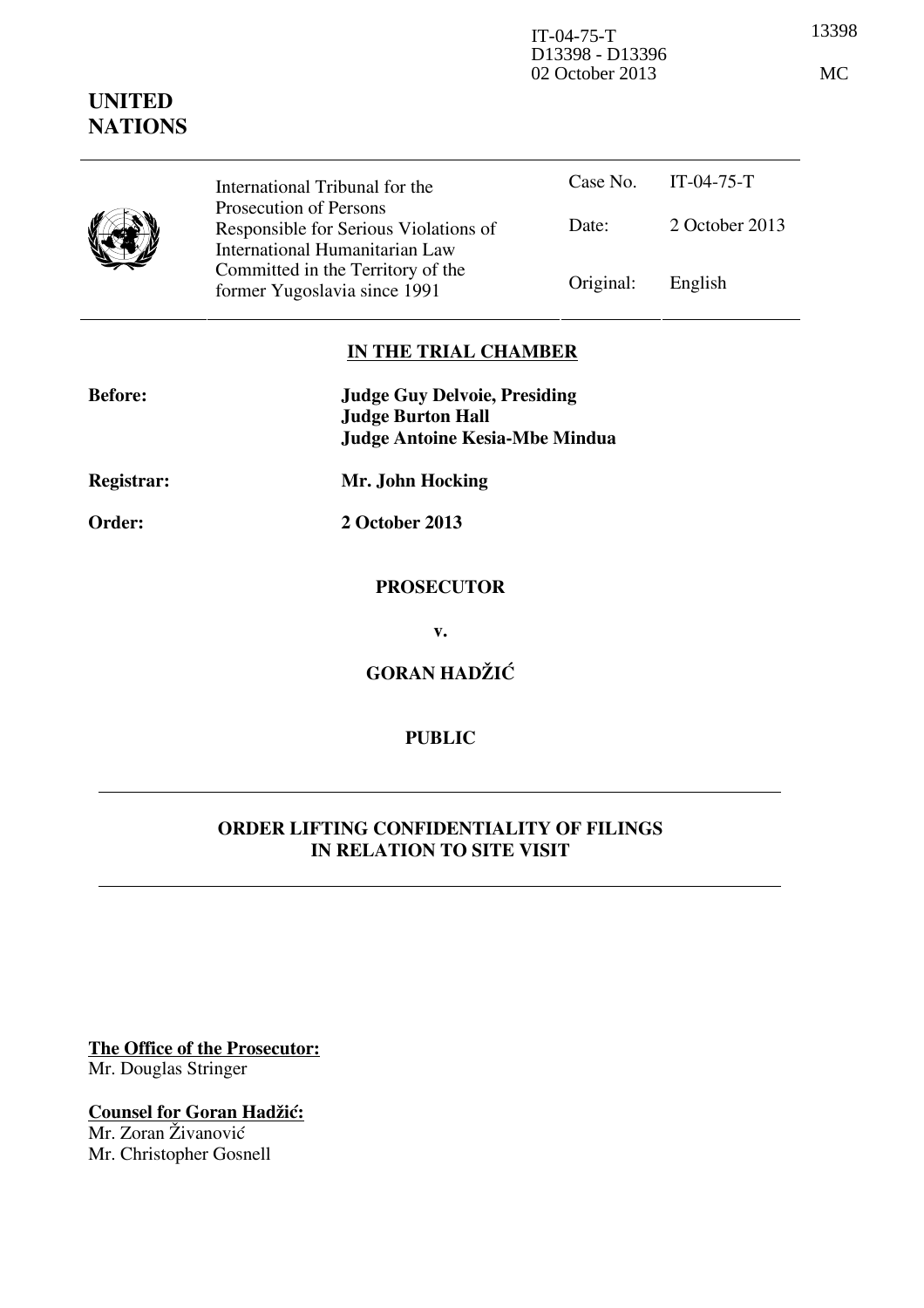IT-04-75-T
D13398 - D13396
02 October 2013

13398

MC

**UNITED NATIONS**

| International Tribunal for the Prosecution of Persons Responsible for Serious Violations of International Humanitarian Law Committed in the Territory of the former Yugoslavia since 1991 | Case No. | IT-04-75-T |
|---|---|---|
| | Date: | 2 October 2013 |
| | Original: | English |

**IN THE TRIAL CHAMBER**

**Before:** **Judge Guy Delvoie, Presiding**
**Judge Burton Hall**
**Judge Antoine Kesia-Mbe Mindua**

**Registrar:** **Mr. John Hocking**

**Order:** **2 October 2013**

**PROSECUTOR**

**v.**

**GORAN HADŽIĆ**

**PUBLIC**

**ORDER LIFTING CONFIDENTIALITY OF FILINGS IN RELATION TO SITE VISIT**

**The Office of the Prosecutor:**
Mr. Douglas Stringer

**Counsel for Goran Hadžić:**
Mr. Zoran Živanović
Mr. Christopher Gosnell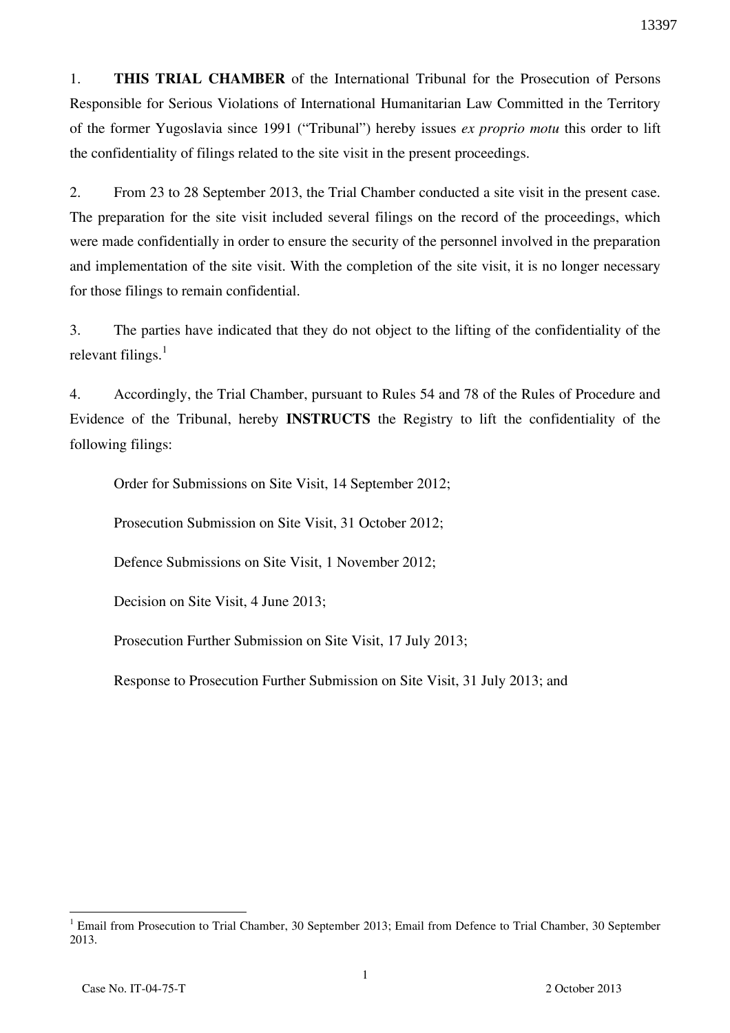1. **THIS TRIAL CHAMBER** of the International Tribunal for the Prosecution of Persons Responsible for Serious Violations of International Humanitarian Law Committed in the Territory of the former Yugoslavia since 1991 ("Tribunal") hereby issues *ex proprio motu* this order to lift the confidentiality of filings related to the site visit in the present proceedings.

2. From 23 to 28 September 2013, the Trial Chamber conducted a site visit in the present case. The preparation for the site visit included several filings on the record of the proceedings, which were made confidentially in order to ensure the security of the personnel involved in the preparation and implementation of the site visit. With the completion of the site visit, it is no longer necessary for those filings to remain confidential.

3. The parties have indicated that they do not object to the lifting of the confidentiality of the relevant filings.[1]

4. Accordingly, the Trial Chamber, pursuant to Rules 54 and 78 of the Rules of Procedure and Evidence of the Tribunal, hereby **INSTRUCTS** the Registry to lift the confidentiality of the following filings:

Order for Submissions on Site Visit, 14 September 2012;

Prosecution Submission on Site Visit, 31 October 2012;

Defence Submissions on Site Visit, 1 November 2012;

Decision on Site Visit, 4 June 2013;

Prosecution Further Submission on Site Visit, 17 July 2013;

Response to Prosecution Further Submission on Site Visit, 31 July 2013; and

[1] Email from Prosecution to Trial Chamber, 30 September 2013; Email from Defence to Trial Chamber, 30 September 2013.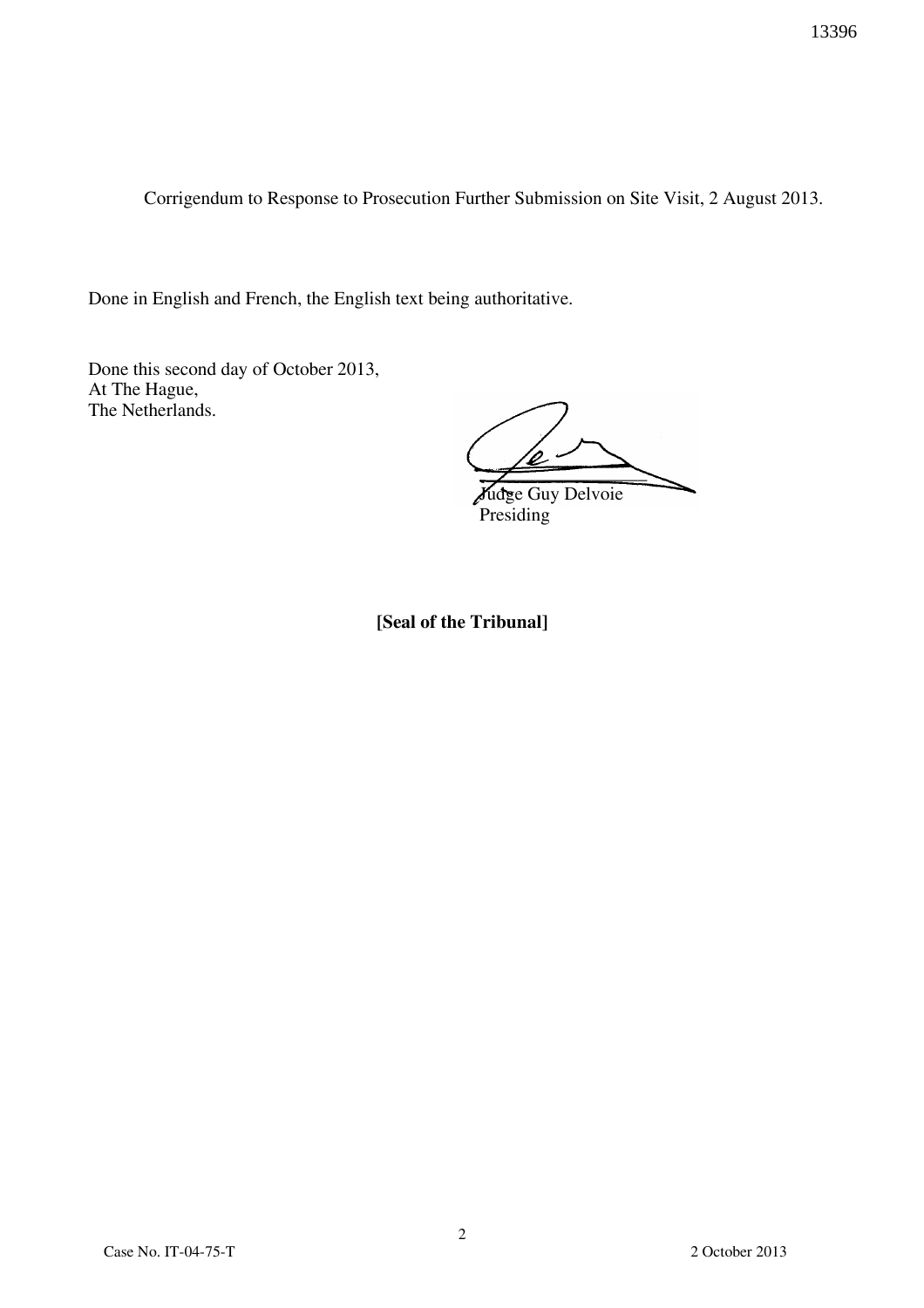Corrigendum to Response to Prosecution Further Submission on Site Visit, 2 August 2013.

Done in English and French, the English text being authoritative.

Done this second day of October 2013,
At The Hague,
The Netherlands.

Judge Guy Delvoie
Presiding

**[Seal of the Tribunal]**